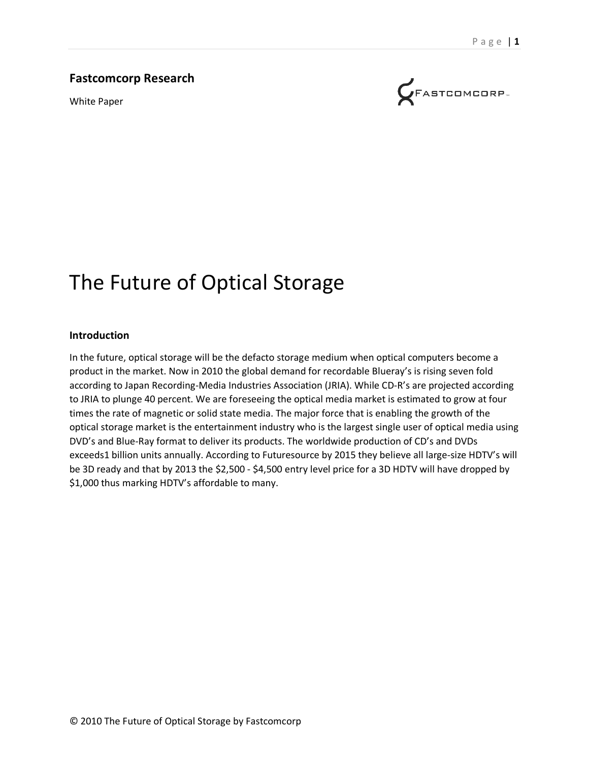**Fastcomcorp Research**

White Paper

# The Future of Optical Storage

## Introduction

In the future, optical storage will be the defacto storage medium when optical computers become a product in the market. Now in 2010 the global demand for recordable Blueray's is rising seven fold according to Japan Recording-Media Industries Association (JRIA). While CD-R's are projected according to JRIA to plunge 40 percent. We are foreseeing the optical media market is estimated to grow at four times the rate of magnetic or solid state media. The major force that is enabling the growth of the optical storage market is the entertainment industry who is the largest single user of optical media using DVD's and Blue-Ray format to deliver its products. The worldwide production of CD's and DVDs exceeds1 billion units annually. According to Futuresource by 2015 they believe all large-size HDTV's will be 3D ready and that by 2013 the $2,500 - $4,500 entry level price for a 3D HDTV will have dropped by $1,000 thus marking HDTV's affordable to many.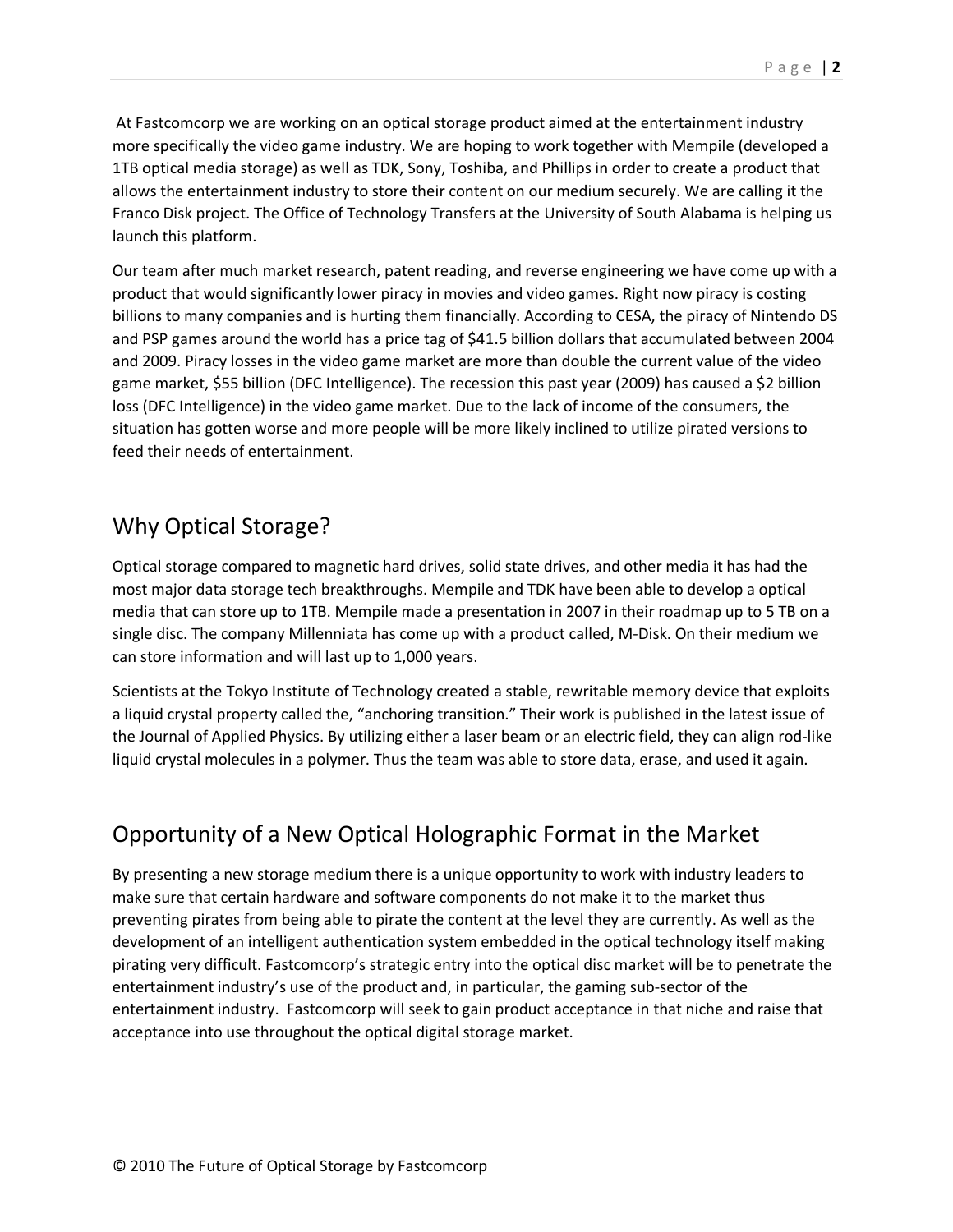At Fastcomcorp we are working on an optical storage product aimed at the entertainment industry more specifically the video game industry. We are hoping to work together with Mempile (developed a 1TB optical media storage) as well as TDK, Sony, Toshiba, and Phillips in order to create a product that allows the entertainment industry to store their content on our medium securely. We are calling it the Franco Disk project. The Office of Technology Transfers at the University of South Alabama is helping us launch this platform.

Our team after much market research, patent reading, and reverse engineering we have come up with a product that would significantly lower piracy in movies and video games. Right now piracy is costing billions to many companies and is hurting them financially. According to CESA, the piracy of Nintendo DS and PSP games around the world has a price tag of $41.5 billion dollars that accumulated between 2004 and 2009. Piracy losses in the video game market are more than double the current value of the video game market, $55 billion (DFC Intelligence). The recession this past year (2009) has caused a $2 billion loss (DFC Intelligence) in the video game market. Due to the lack of income of the consumers, the situation has gotten worse and more people will be more likely inclined to utilize pirated versions to feed their needs of entertainment.

## Why Optical Storage?

Optical storage compared to magnetic hard drives, solid state drives, and other media it has had the most major data storage tech breakthroughs. Mempile and TDK have been able to develop a optical media that can store up to 1TB. Mempile made a presentation in 2007 in their roadmap up to 5 TB on a single disc. The company Millenniata has come up with a product called, M-Disk. On their medium we can store information and will last up to 1,000 years.

Scientists at the Tokyo Institute of Technology created a stable, rewritable memory device that exploits a liquid crystal property called the, "anchoring transition." Their work is published in the latest issue of the Journal of Applied Physics. By utilizing either a laser beam or an electric field, they can align rod-like liquid crystal molecules in a polymer. Thus the team was able to store data, erase, and used it again.

## Opportunity of a New Optical Holographic Format in the Market

By presenting a new storage medium there is a unique opportunity to work with industry leaders to make sure that certain hardware and software components do not make it to the market thus preventing pirates from being able to pirate the content at the level they are currently. As well as the development of an intelligent authentication system embedded in the optical technology itself making pirating very difficult. Fastcomcorp's strategic entry into the optical disc market will be to penetrate the entertainment industry's use of the product and, in particular, the gaming sub-sector of the entertainment industry. Fastcomcorp will seek to gain product acceptance in that niche and raise that acceptance into use throughout the optical digital storage market.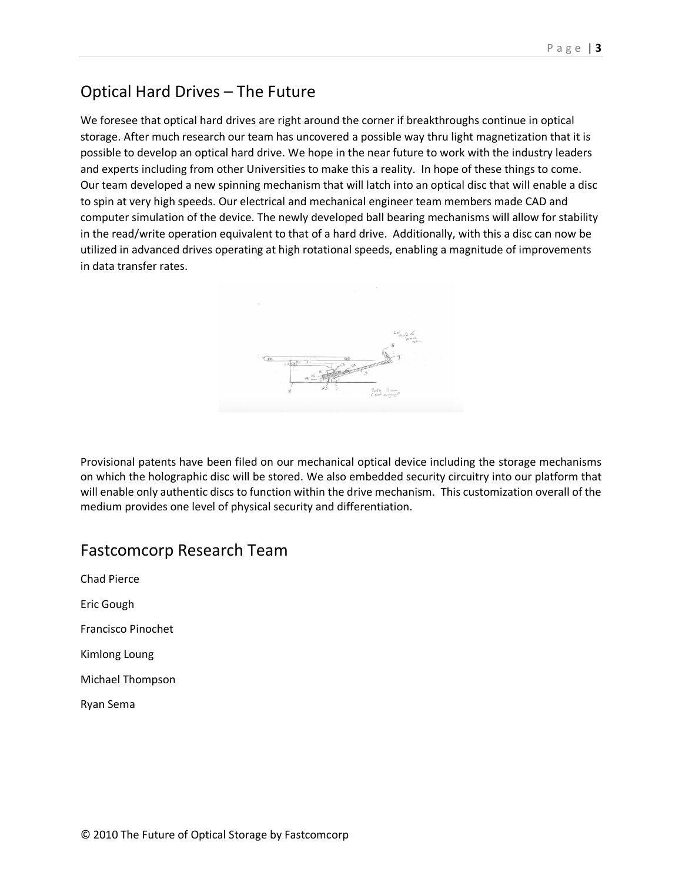## Optical Hard Drives – The Future

We foresee that optical hard drives are right around the corner if breakthroughs continue in optical storage. After much research our team has uncovered a possible way thru light magnetization that it is possible to develop an optical hard drive. We hope in the near future to work with the industry leaders and experts including from other Universities to make this a reality.  In hope of these things to come. Our team developed a new spinning mechanism that will latch into an optical disc that will enable a disc to spin at very high speeds. Our electrical and mechanical engineer team members made CAD and computer simulation of the device. The newly developed ball bearing mechanisms will allow for stability in the read/write operation equivalent to that of a hard drive.  Additionally, with this a disc can now be utilized in advanced drives operating at high rotational speeds, enabling a magnitude of improvements in data transfer rates.

Provisional patents have been filed on our mechanical optical device including the storage mechanisms on which the holographic disc will be stored. We also embedded security circuitry into our platform that will enable only authentic discs to function within the drive mechanism.  This customization overall of the medium provides one level of physical security and differentiation.

## Fastcomcorp Research Team

Chad Pierce

Eric Gough

Francisco Pinochet

Kimlong Loung

Michael Thompson

Ryan Sema

© 2010 The Future of Optical Storage by Fastcomcorp